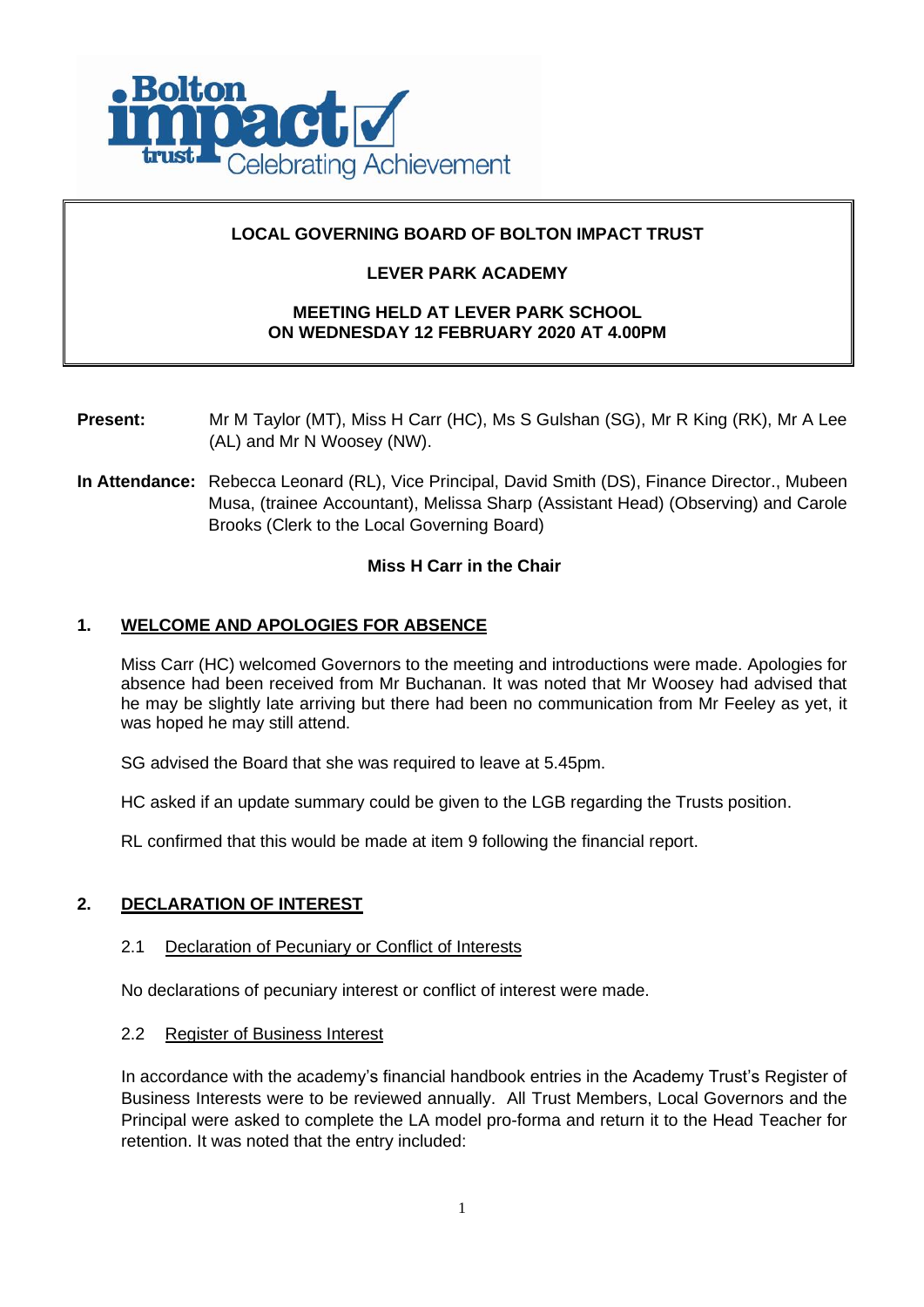# LOCAL GOVERNING BOARD OF BOLTON IMPACT TRUST

## LEVER PARK ACADEMY

### MEETING HELD AT LEVER PARK SCHOOL ON WEDNESDAY 12 FEBRUARY 2020 AT 4.00PM

**Present:** Mr M Taylor (MT), Miss H Carr (HC), Ms S Gulshan (SG), Mr R King (RK), Mr A Lee (AL) and Mr N Woosey (NW).

**In Attendance:** Rebecca Leonard (RL), Vice Principal, David Smith (DS), Finance Director., Mubeen Musa, (trainee Accountant), Melissa Sharp (Assistant Head) (Observing) and Carole Brooks (Clerk to the Local Governing Board)

**Miss H Carr in the Chair**

## 1. WELCOME AND APOLOGIES FOR ABSENCE

Miss Carr (HC) welcomed Governors to the meeting and introductions were made. Apologies for absence had been received from Mr Buchanan. It was noted that Mr Woosey had advised that he may be slightly late arriving but there had been no communication from Mr Feeley as yet, it was hoped he may still attend.

SG advised the Board that she was required to leave at 5.45pm.

HC asked if an update summary could be given to the LGB regarding the Trusts position.

RL confirmed that this would be made at item 9 following the financial report.

## 2. DECLARATION OF INTEREST

### 2.1 Declaration of Pecuniary or Conflict of Interests

No declarations of pecuniary interest or conflict of interest were made.

### 2.2 Register of Business Interest

In accordance with the academy's financial handbook entries in the Academy Trust's Register of Business Interests were to be reviewed annually. All Trust Members, Local Governors and the Principal were asked to complete the LA model pro-forma and return it to the Head Teacher for retention. It was noted that the entry included: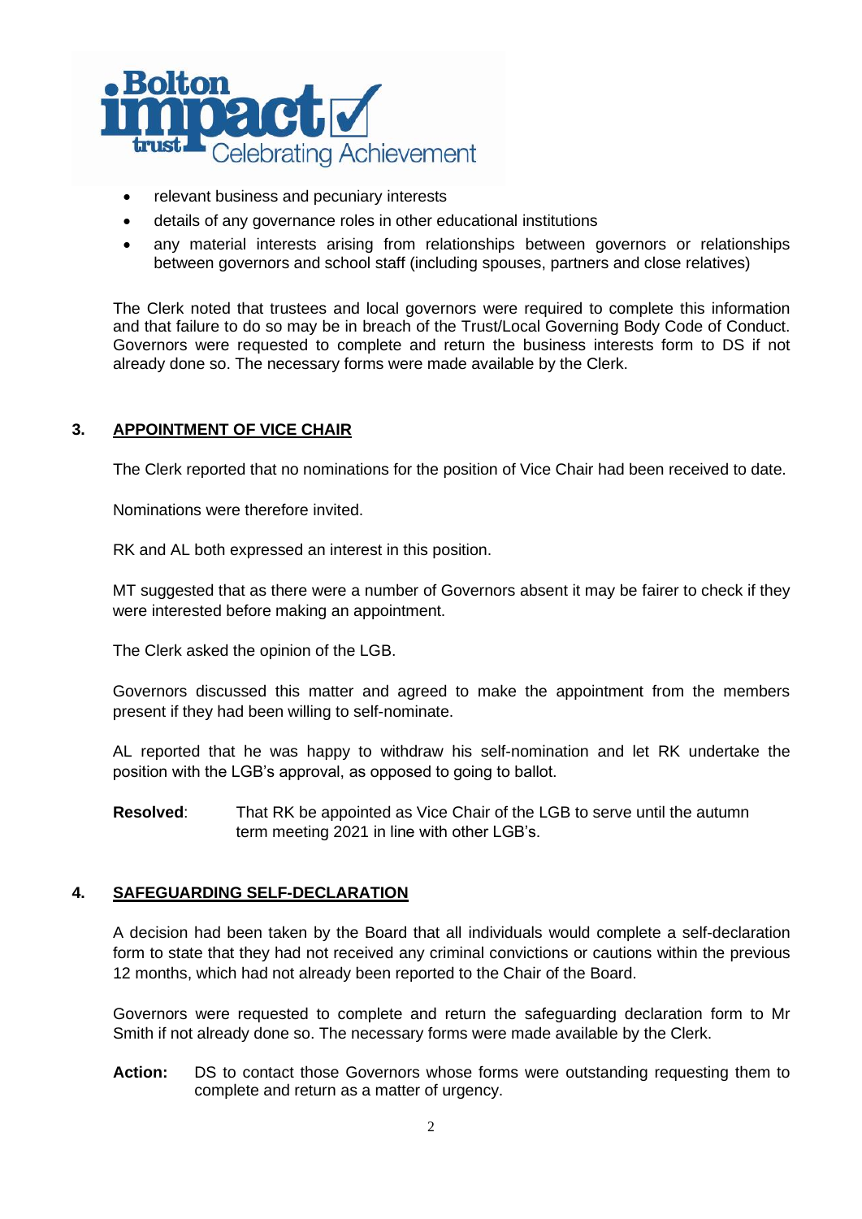- relevant business and pecuniary interests
- details of any governance roles in other educational institutions
- any material interests arising from relationships between governors or relationships between governors and school staff (including spouses, partners and close relatives)

The Clerk noted that trustees and local governors were required to complete this information and that failure to do so may be in breach of the Trust/Local Governing Body Code of Conduct. Governors were requested to complete and return the business interests form to DS if not already done so. The necessary forms were made available by the Clerk.

## 3. APPOINTMENT OF VICE CHAIR

The Clerk reported that no nominations for the position of Vice Chair had been received to date.

Nominations were therefore invited.

RK and AL both expressed an interest in this position.

MT suggested that as there were a number of Governors absent it may be fairer to check if they were interested before making an appointment.

The Clerk asked the opinion of the LGB.

Governors discussed this matter and agreed to make the appointment from the members present if they had been willing to self-nominate.

AL reported that he was happy to withdraw his self-nomination and let RK undertake the position with the LGB's approval, as opposed to going to ballot.

**Resolved**: That RK be appointed as Vice Chair of the LGB to serve until the autumn term meeting 2021 in line with other LGB's.

## 4. SAFEGUARDING SELF-DECLARATION

A decision had been taken by the Board that all individuals would complete a self-declaration form to state that they had not received any criminal convictions or cautions within the previous 12 months, which had not already been reported to the Chair of the Board.

Governors were requested to complete and return the safeguarding declaration form to Mr Smith if not already done so. The necessary forms were made available by the Clerk.

**Action:** DS to contact those Governors whose forms were outstanding requesting them to complete and return as a matter of urgency.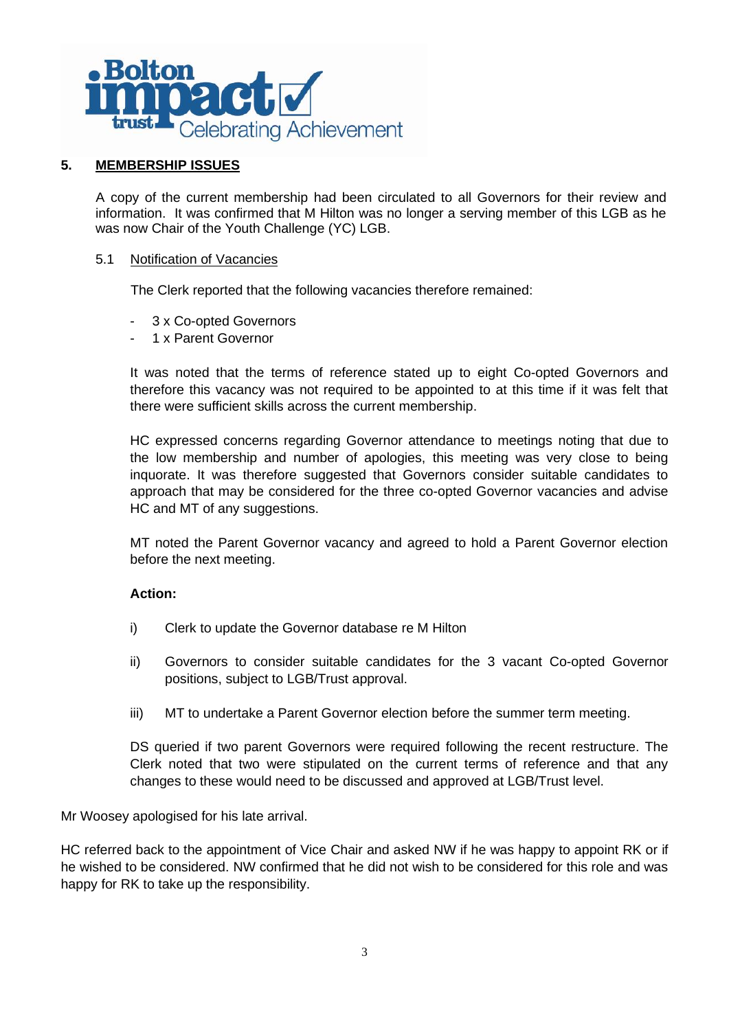## 5. MEMBERSHIP ISSUES

A copy of the current membership had been circulated to all Governors for their review and information. It was confirmed that M Hilton was no longer a serving member of this LGB as he was now Chair of the Youth Challenge (YC) LGB.

### 5.1 Notification of Vacancies

The Clerk reported that the following vacancies therefore remained:

- 3 x Co-opted Governors
- 1 x Parent Governor

It was noted that the terms of reference stated up to eight Co-opted Governors and therefore this vacancy was not required to be appointed to at this time if it was felt that there were sufficient skills across the current membership.

HC expressed concerns regarding Governor attendance to meetings noting that due to the low membership and number of apologies, this meeting was very close to being inquorate. It was therefore suggested that Governors consider suitable candidates to approach that may be considered for the three co-opted Governor vacancies and advise HC and MT of any suggestions.

MT noted the Parent Governor vacancy and agreed to hold a Parent Governor election before the next meeting.

**Action:**

i) Clerk to update the Governor database re M Hilton

ii) Governors to consider suitable candidates for the 3 vacant Co-opted Governor positions, subject to LGB/Trust approval.

iii) MT to undertake a Parent Governor election before the summer term meeting.

DS queried if two parent Governors were required following the recent restructure. The Clerk noted that two were stipulated on the current terms of reference and that any changes to these would need to be discussed and approved at LGB/Trust level.

Mr Woosey apologised for his late arrival.

HC referred back to the appointment of Vice Chair and asked NW if he was happy to appoint RK or if he wished to be considered. NW confirmed that he did not wish to be considered for this role and was happy for RK to take up the responsibility.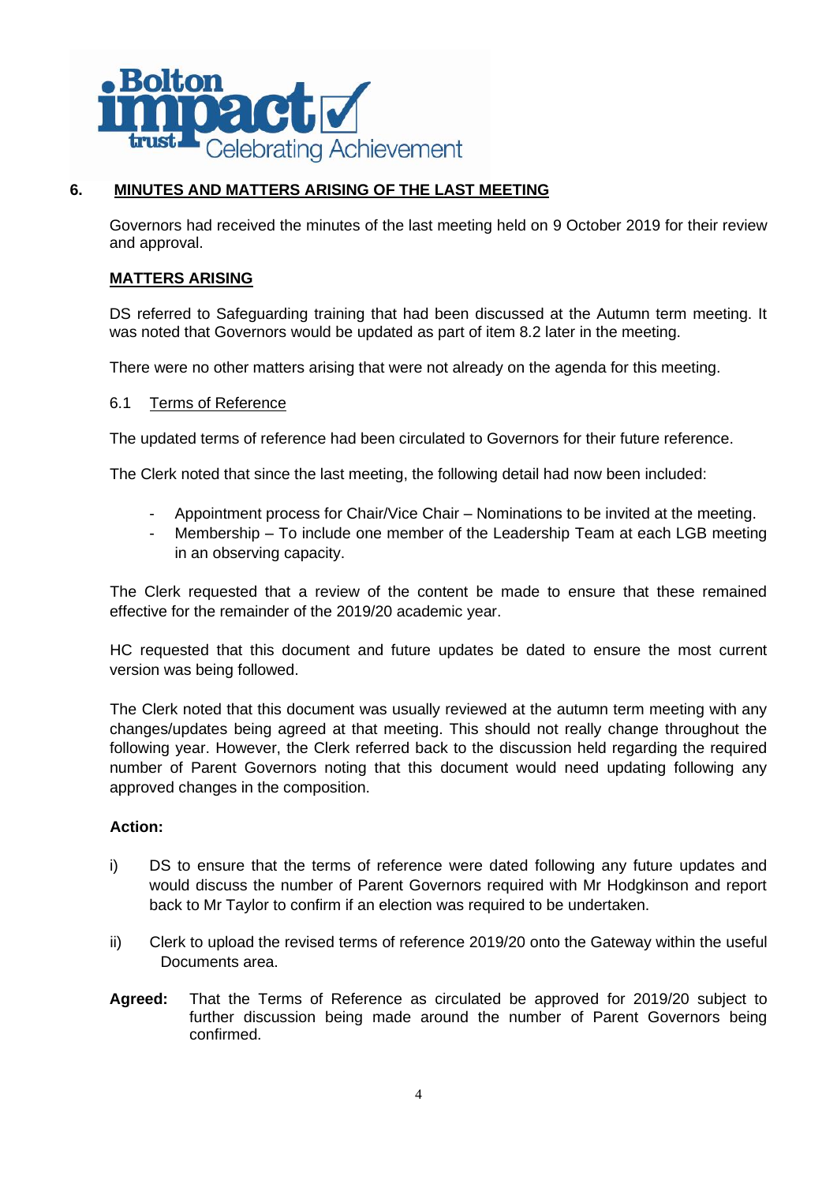## 6. MINUTES AND MATTERS ARISING OF THE LAST MEETING

Governors had received the minutes of the last meeting held on 9 October 2019 for their review and approval.

**MATTERS ARISING**

DS referred to Safeguarding training that had been discussed at the Autumn term meeting. It was noted that Governors would be updated as part of item 8.2 later in the meeting.

There were no other matters arising that were not already on the agenda for this meeting.

### 6.1 Terms of Reference

The updated terms of reference had been circulated to Governors for their future reference.

The Clerk noted that since the last meeting, the following detail had now been included:

- Appointment process for Chair/Vice Chair – Nominations to be invited at the meeting.
- Membership – To include one member of the Leadership Team at each LGB meeting in an observing capacity.

The Clerk requested that a review of the content be made to ensure that these remained effective for the remainder of the 2019/20 academic year.

HC requested that this document and future updates be dated to ensure the most current version was being followed.

The Clerk noted that this document was usually reviewed at the autumn term meeting with any changes/updates being agreed at that meeting. This should not really change throughout the following year. However, the Clerk referred back to the discussion held regarding the required number of Parent Governors noting that this document would need updating following any approved changes in the composition.

**Action:**

i) DS to ensure that the terms of reference were dated following any future updates and would discuss the number of Parent Governors required with Mr Hodgkinson and report back to Mr Taylor to confirm if an election was required to be undertaken.

ii) Clerk to upload the revised terms of reference 2019/20 onto the Gateway within the useful Documents area.

**Agreed:** That the Terms of Reference as circulated be approved for 2019/20 subject to further discussion being made around the number of Parent Governors being confirmed.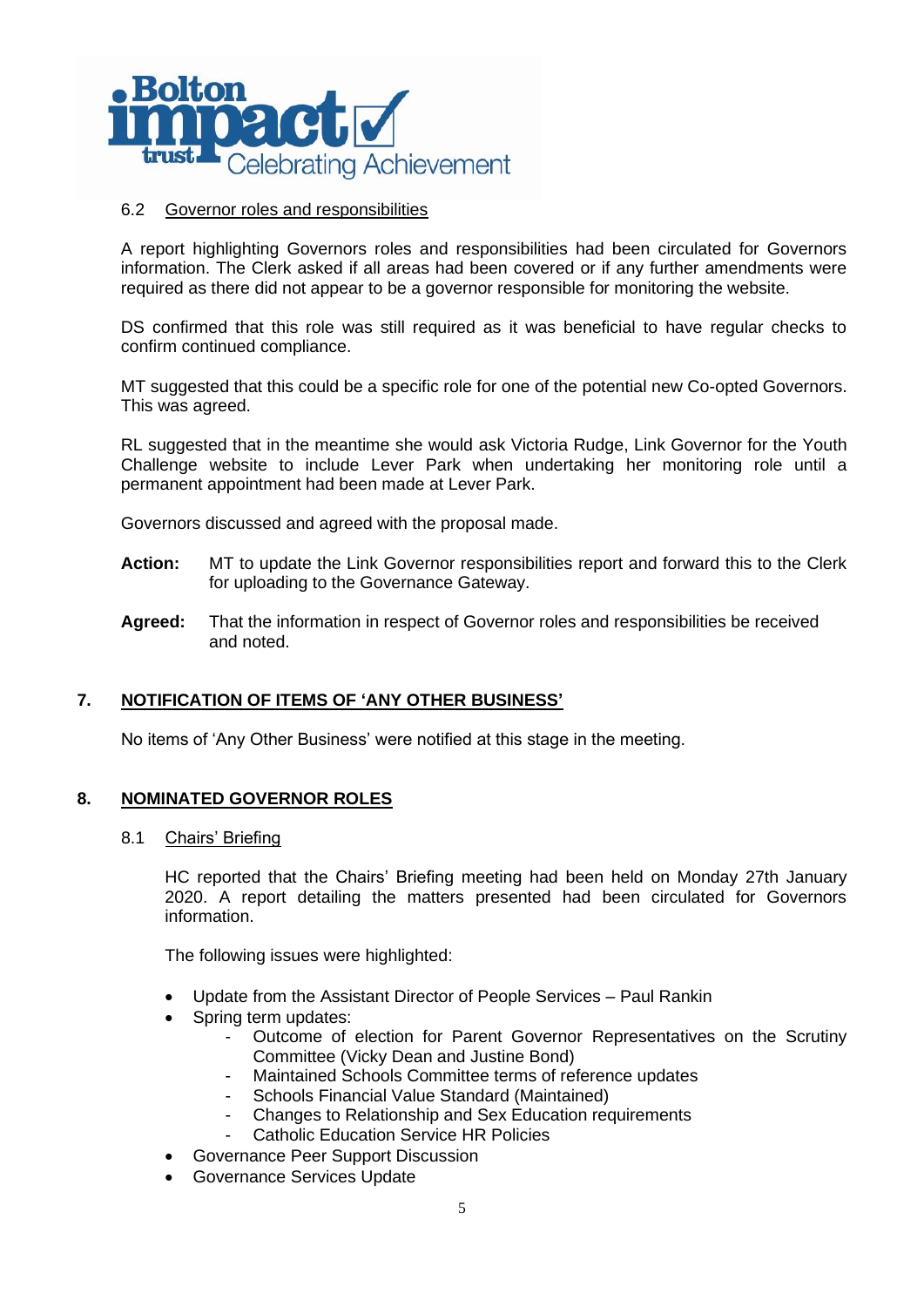6.2 Governor roles and responsibilities

A report highlighting Governors roles and responsibilities had been circulated for Governors information. The Clerk asked if all areas had been covered or if any further amendments were required as there did not appear to be a governor responsible for monitoring the website.

DS confirmed that this role was still required as it was beneficial to have regular checks to confirm continued compliance.

MT suggested that this could be a specific role for one of the potential new Co-opted Governors. This was agreed.

RL suggested that in the meantime she would ask Victoria Rudge, Link Governor for the Youth Challenge website to include Lever Park when undertaking her monitoring role until a permanent appointment had been made at Lever Park.

Governors discussed and agreed with the proposal made.

**Action:** MT to update the Link Governor responsibilities report and forward this to the Clerk for uploading to the Governance Gateway.

**Agreed:** That the information in respect of Governor roles and responsibilities be received and noted.

## 7. NOTIFICATION OF ITEMS OF 'ANY OTHER BUSINESS'

No items of 'Any Other Business' were notified at this stage in the meeting.

## 8. NOMINATED GOVERNOR ROLES

8.1 Chairs' Briefing

HC reported that the Chairs' Briefing meeting had been held on Monday 27th January 2020. A report detailing the matters presented had been circulated for Governors information.

The following issues were highlighted:

- Update from the Assistant Director of People Services – Paul Rankin
- Spring term updates:
  - Outcome of election for Parent Governor Representatives on the Scrutiny Committee (Vicky Dean and Justine Bond)
  - Maintained Schools Committee terms of reference updates
  - Schools Financial Value Standard (Maintained)
  - Changes to Relationship and Sex Education requirements
  - Catholic Education Service HR Policies
- Governance Peer Support Discussion
- Governance Services Update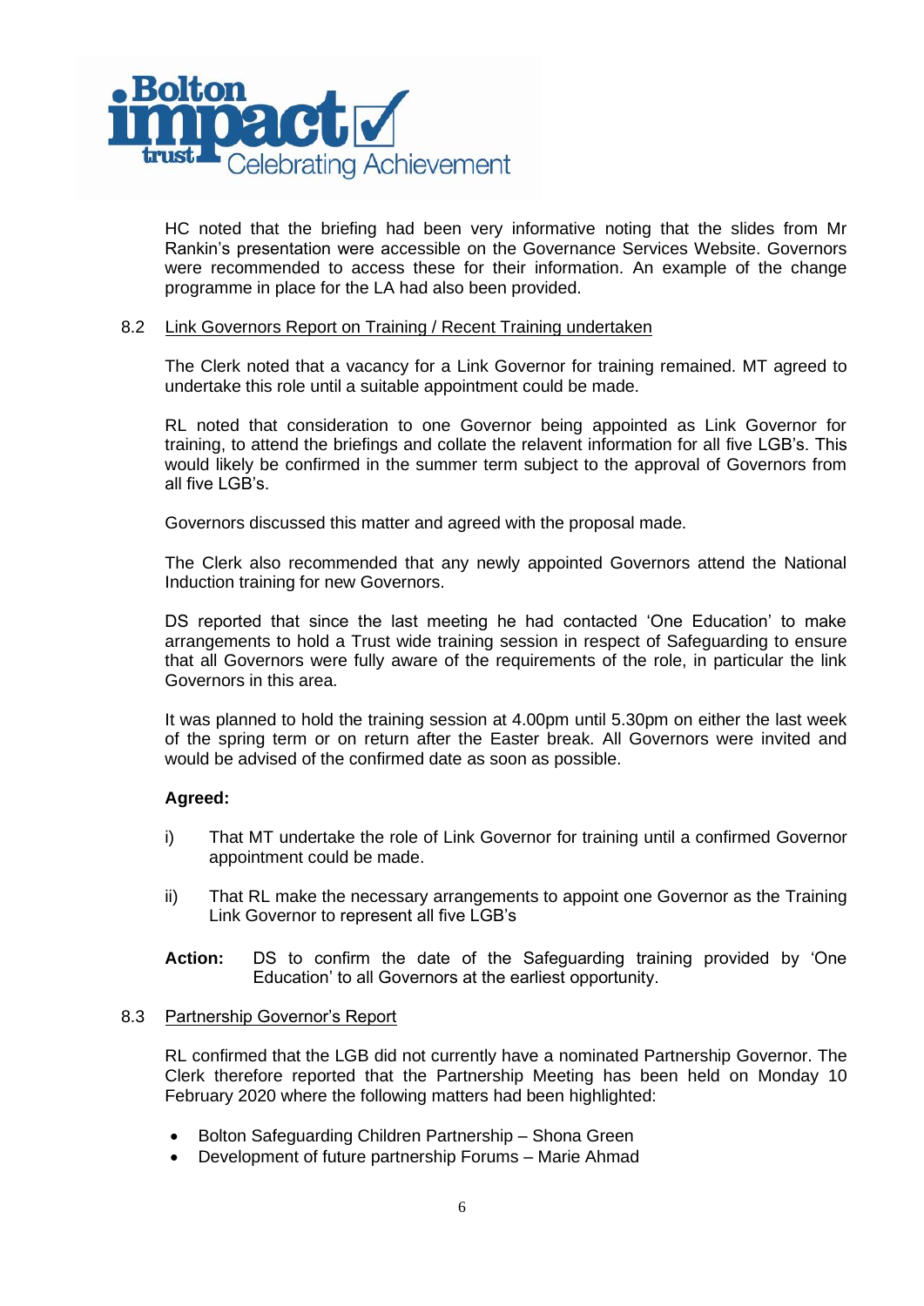HC noted that the briefing had been very informative noting that the slides from Mr Rankin's presentation were accessible on the Governance Services Website. Governors were recommended to access these for their information. An example of the change programme in place for the LA had also been provided.

8.2 Link Governors Report on Training / Recent Training undertaken

The Clerk noted that a vacancy for a Link Governor for training remained. MT agreed to undertake this role until a suitable appointment could be made.

RL noted that consideration to one Governor being appointed as Link Governor for training, to attend the briefings and collate the relavent information for all five LGB's. This would likely be confirmed in the summer term subject to the approval of Governors from all five LGB's.

Governors discussed this matter and agreed with the proposal made.

The Clerk also recommended that any newly appointed Governors attend the National Induction training for new Governors.

DS reported that since the last meeting he had contacted 'One Education' to make arrangements to hold a Trust wide training session in respect of Safeguarding to ensure that all Governors were fully aware of the requirements of the role, in particular the link Governors in this area.

It was planned to hold the training session at 4.00pm until 5.30pm on either the last week of the spring term or on return after the Easter break. All Governors were invited and would be advised of the confirmed date as soon as possible.

**Agreed:**

i) That MT undertake the role of Link Governor for training until a confirmed Governor appointment could be made.

ii) That RL make the necessary arrangements to appoint one Governor as the Training Link Governor to represent all five LGB's

**Action:** DS to confirm the date of the Safeguarding training provided by 'One Education' to all Governors at the earliest opportunity.

8.3 Partnership Governor's Report

RL confirmed that the LGB did not currently have a nominated Partnership Governor. The Clerk therefore reported that the Partnership Meeting has been held on Monday 10 February 2020 where the following matters had been highlighted:

- Bolton Safeguarding Children Partnership – Shona Green
- Development of future partnership Forums – Marie Ahmad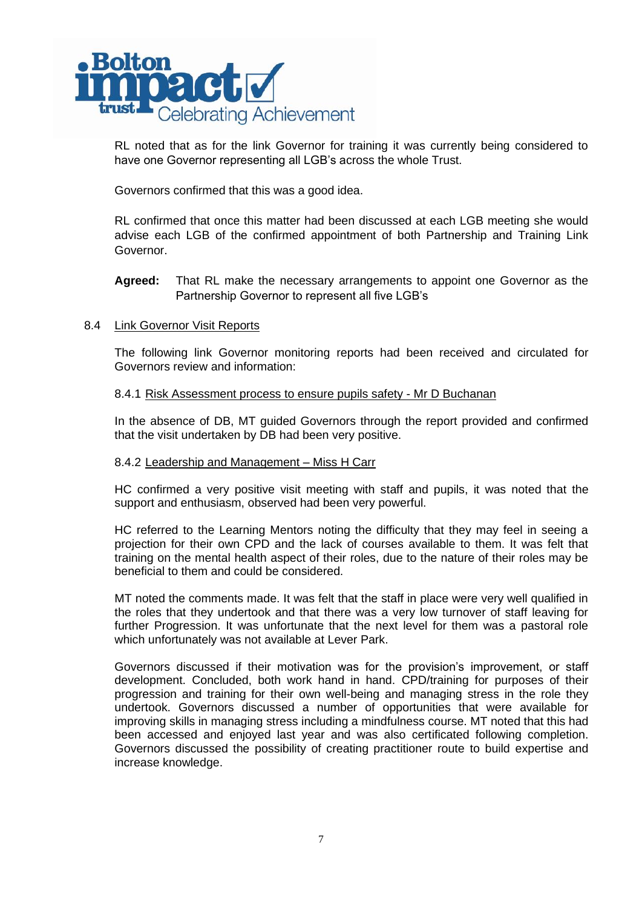RL noted that as for the link Governor for training it was currently being considered to have one Governor representing all LGB's across the whole Trust.

Governors confirmed that this was a good idea.

RL confirmed that once this matter had been discussed at each LGB meeting she would advise each LGB of the confirmed appointment of both Partnership and Training Link Governor.

**Agreed:** That RL make the necessary arrangements to appoint one Governor as the Partnership Governor to represent all five LGB's

8.4 Link Governor Visit Reports

The following link Governor monitoring reports had been received and circulated for Governors review and information:

8.4.1 Risk Assessment process to ensure pupils safety - Mr D Buchanan

In the absence of DB, MT guided Governors through the report provided and confirmed that the visit undertaken by DB had been very positive.

8.4.2 Leadership and Management – Miss H Carr

HC confirmed a very positive visit meeting with staff and pupils, it was noted that the support and enthusiasm, observed had been very powerful.

HC referred to the Learning Mentors noting the difficulty that they may feel in seeing a projection for their own CPD and the lack of courses available to them. It was felt that training on the mental health aspect of their roles, due to the nature of their roles may be beneficial to them and could be considered.

MT noted the comments made. It was felt that the staff in place were very well qualified in the roles that they undertook and that there was a very low turnover of staff leaving for further Progression. It was unfortunate that the next level for them was a pastoral role which unfortunately was not available at Lever Park.

Governors discussed if their motivation was for the provision's improvement, or staff development. Concluded, both work hand in hand. CPD/training for purposes of their progression and training for their own well-being and managing stress in the role they undertook. Governors discussed a number of opportunities that were available for improving skills in managing stress including a mindfulness course. MT noted that this had been accessed and enjoyed last year and was also certificated following completion. Governors discussed the possibility of creating practitioner route to build expertise and increase knowledge.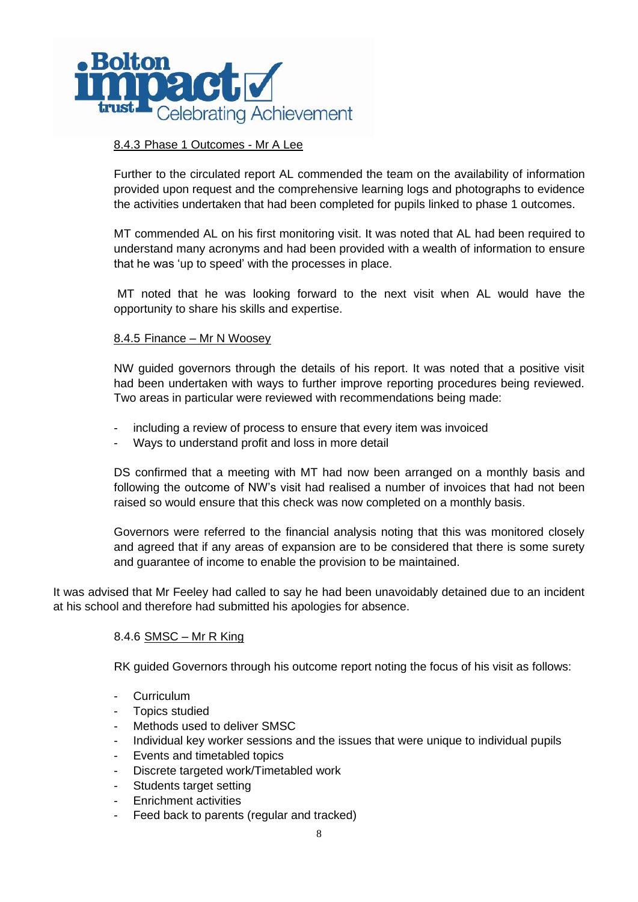8.4.3 Phase 1 Outcomes - Mr A Lee

Further to the circulated report AL commended the team on the availability of information provided upon request and the comprehensive learning logs and photographs to evidence the activities undertaken that had been completed for pupils linked to phase 1 outcomes.

MT commended AL on his first monitoring visit. It was noted that AL had been required to understand many acronyms and had been provided with a wealth of information to ensure that he was 'up to speed' with the processes in place.

MT noted that he was looking forward to the next visit when AL would have the opportunity to share his skills and expertise.

8.4.5 Finance – Mr N Woosey

NW guided governors through the details of his report. It was noted that a positive visit had been undertaken with ways to further improve reporting procedures being reviewed. Two areas in particular were reviewed with recommendations being made:

- including a review of process to ensure that every item was invoiced
- Ways to understand profit and loss in more detail

DS confirmed that a meeting with MT had now been arranged on a monthly basis and following the outcome of NW's visit had realised a number of invoices that had not been raised so would ensure that this check was now completed on a monthly basis.

Governors were referred to the financial analysis noting that this was monitored closely and agreed that if any areas of expansion are to be considered that there is some surety and guarantee of income to enable the provision to be maintained.

It was advised that Mr Feeley had called to say he had been unavoidably detained due to an incident at his school and therefore had submitted his apologies for absence.

8.4.6 SMSC – Mr R King

RK guided Governors through his outcome report noting the focus of his visit as follows:

- Curriculum
- Topics studied
- Methods used to deliver SMSC
- Individual key worker sessions and the issues that were unique to individual pupils
- Events and timetabled topics
- Discrete targeted work/Timetabled work
- Students target setting
- Enrichment activities
- Feed back to parents (regular and tracked)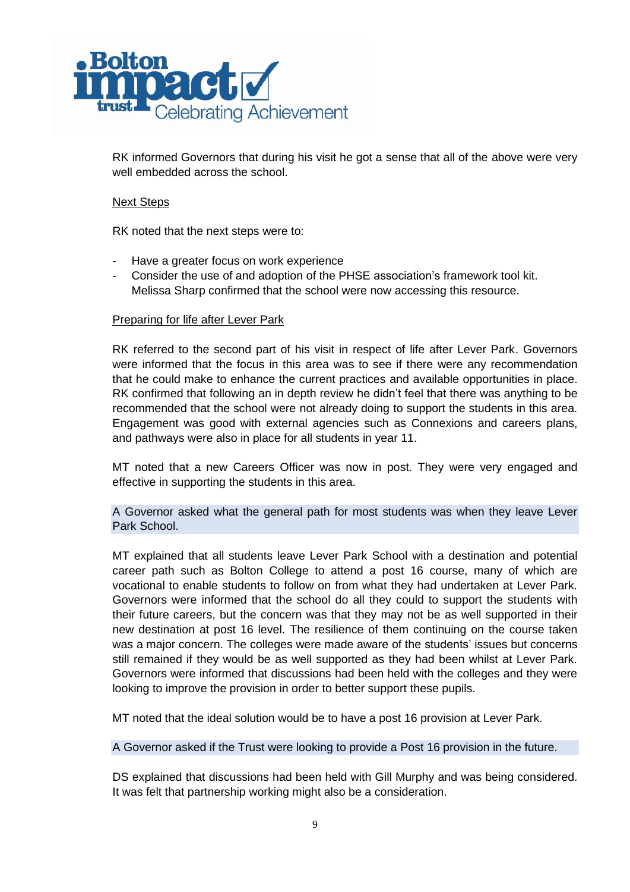RK informed Governors that during his visit he got a sense that all of the above were very well embedded across the school.

Next Steps

RK noted that the next steps were to:

- Have a greater focus on work experience
- Consider the use of and adoption of the PHSE association's framework tool kit. Melissa Sharp confirmed that the school were now accessing this resource.

Preparing for life after Lever Park

RK referred to the second part of his visit in respect of life after Lever Park. Governors were informed that the focus in this area was to see if there were any recommendation that he could make to enhance the current practices and available opportunities in place. RK confirmed that following an in depth review he didn't feel that there was anything to be recommended that the school were not already doing to support the students in this area. Engagement was good with external agencies such as Connexions and careers plans, and pathways were also in place for all students in year 11.

MT noted that a new Careers Officer was now in post. They were very engaged and effective in supporting the students in this area.

A Governor asked what the general path for most students was when they leave Lever Park School.

MT explained that all students leave Lever Park School with a destination and potential career path such as Bolton College to attend a post 16 course, many of which are vocational to enable students to follow on from what they had undertaken at Lever Park. Governors were informed that the school do all they could to support the students with their future careers, but the concern was that they may not be as well supported in their new destination at post 16 level. The resilience of them continuing on the course taken was a major concern. The colleges were made aware of the students' issues but concerns still remained if they would be as well supported as they had been whilst at Lever Park. Governors were informed that discussions had been held with the colleges and they were looking to improve the provision in order to better support these pupils.

MT noted that the ideal solution would be to have a post 16 provision at Lever Park.

A Governor asked if the Trust were looking to provide a Post 16 provision in the future.

DS explained that discussions had been held with Gill Murphy and was being considered. It was felt that partnership working might also be a consideration.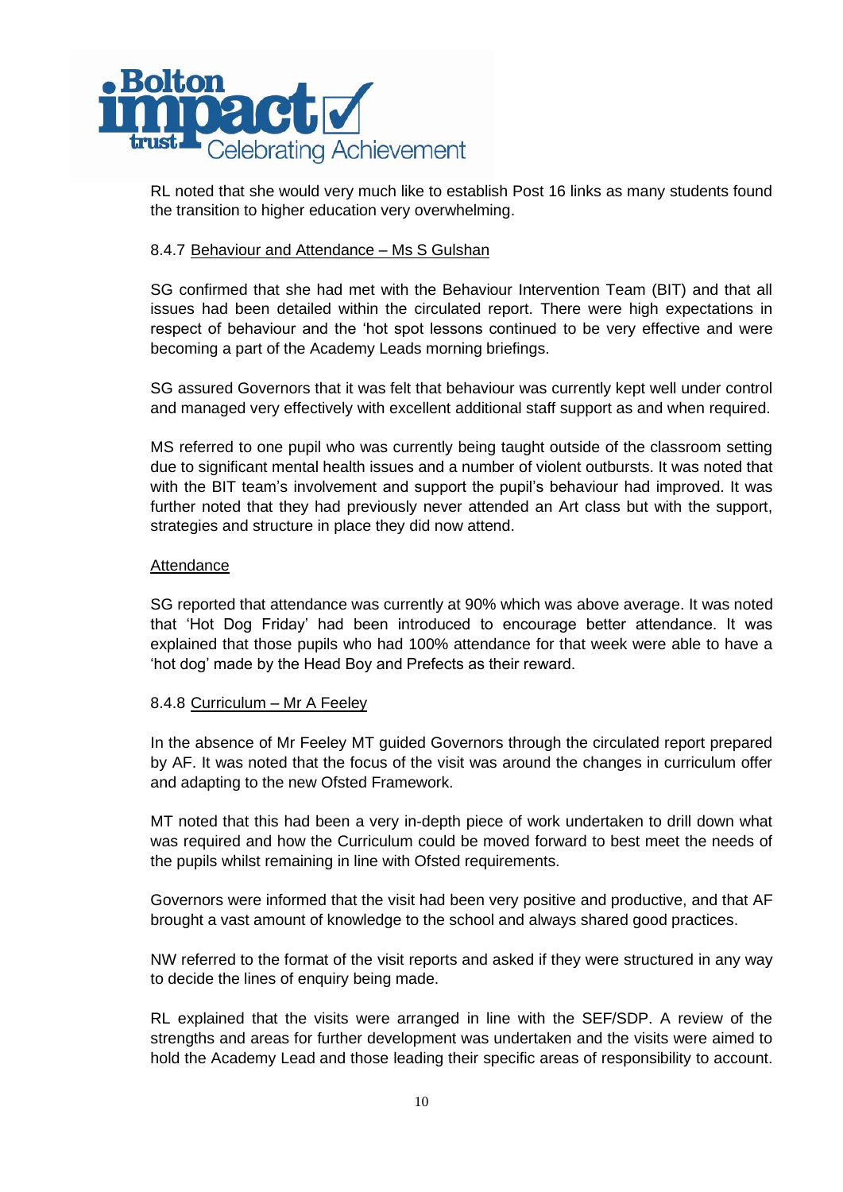RL noted that she would very much like to establish Post 16 links as many students found the transition to higher education very overwhelming.

8.4.7 Behaviour and Attendance – Ms S Gulshan

SG confirmed that she had met with the Behaviour Intervention Team (BIT) and that all issues had been detailed within the circulated report. There were high expectations in respect of behaviour and the 'hot spot lessons continued to be very effective and were becoming a part of the Academy Leads morning briefings.

SG assured Governors that it was felt that behaviour was currently kept well under control and managed very effectively with excellent additional staff support as and when required.

MS referred to one pupil who was currently being taught outside of the classroom setting due to significant mental health issues and a number of violent outbursts. It was noted that with the BIT team's involvement and support the pupil's behaviour had improved. It was further noted that they had previously never attended an Art class but with the support, strategies and structure in place they did now attend.

Attendance

SG reported that attendance was currently at 90% which was above average. It was noted that 'Hot Dog Friday' had been introduced to encourage better attendance. It was explained that those pupils who had 100% attendance for that week were able to have a 'hot dog' made by the Head Boy and Prefects as their reward.

8.4.8 Curriculum – Mr A Feeley

In the absence of Mr Feeley MT guided Governors through the circulated report prepared by AF. It was noted that the focus of the visit was around the changes in curriculum offer and adapting to the new Ofsted Framework.

MT noted that this had been a very in-depth piece of work undertaken to drill down what was required and how the Curriculum could be moved forward to best meet the needs of the pupils whilst remaining in line with Ofsted requirements.

Governors were informed that the visit had been very positive and productive, and that AF brought a vast amount of knowledge to the school and always shared good practices.

NW referred to the format of the visit reports and asked if they were structured in any way to decide the lines of enquiry being made.

RL explained that the visits were arranged in line with the SEF/SDP. A review of the strengths and areas for further development was undertaken and the visits were aimed to hold the Academy Lead and those leading their specific areas of responsibility to account.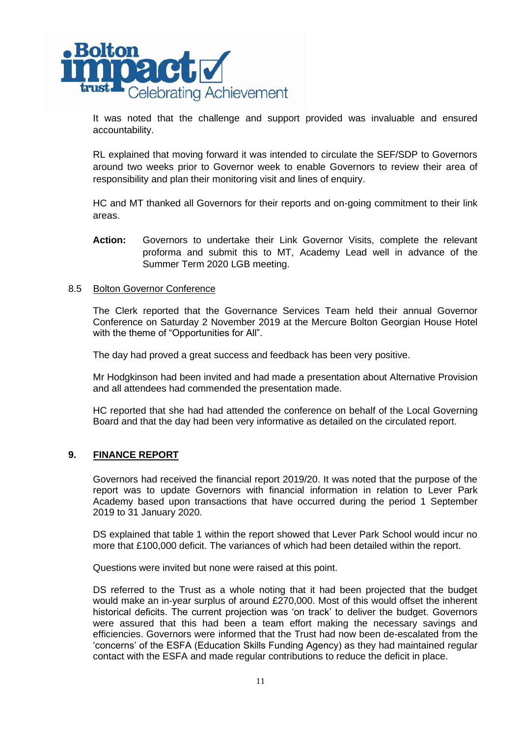It was noted that the challenge and support provided was invaluable and ensured accountability.

RL explained that moving forward it was intended to circulate the SEF/SDP to Governors around two weeks prior to Governor week to enable Governors to review their area of responsibility and plan their monitoring visit and lines of enquiry.

HC and MT thanked all Governors for their reports and on-going commitment to their link areas.

**Action:** Governors to undertake their Link Governor Visits, complete the relevant proforma and submit this to MT, Academy Lead well in advance of the Summer Term 2020 LGB meeting.

8.5 Bolton Governor Conference

The Clerk reported that the Governance Services Team held their annual Governor Conference on Saturday 2 November 2019 at the Mercure Bolton Georgian House Hotel with the theme of "Opportunities for All".

The day had proved a great success and feedback has been very positive.

Mr Hodgkinson had been invited and had made a presentation about Alternative Provision and all attendees had commended the presentation made.

HC reported that she had had attended the conference on behalf of the Local Governing Board and that the day had been very informative as detailed on the circulated report.

## 9. FINANCE REPORT

Governors had received the financial report 2019/20. It was noted that the purpose of the report was to update Governors with financial information in relation to Lever Park Academy based upon transactions that have occurred during the period 1 September 2019 to 31 January 2020.

DS explained that table 1 within the report showed that Lever Park School would incur no more that £100,000 deficit. The variances of which had been detailed within the report.

Questions were invited but none were raised at this point.

DS referred to the Trust as a whole noting that it had been projected that the budget would make an in-year surplus of around £270,000. Most of this would offset the inherent historical deficits. The current projection was 'on track' to deliver the budget. Governors were assured that this had been a team effort making the necessary savings and efficiencies. Governors were informed that the Trust had now been de-escalated from the 'concerns' of the ESFA (Education Skills Funding Agency) as they had maintained regular contact with the ESFA and made regular contributions to reduce the deficit in place.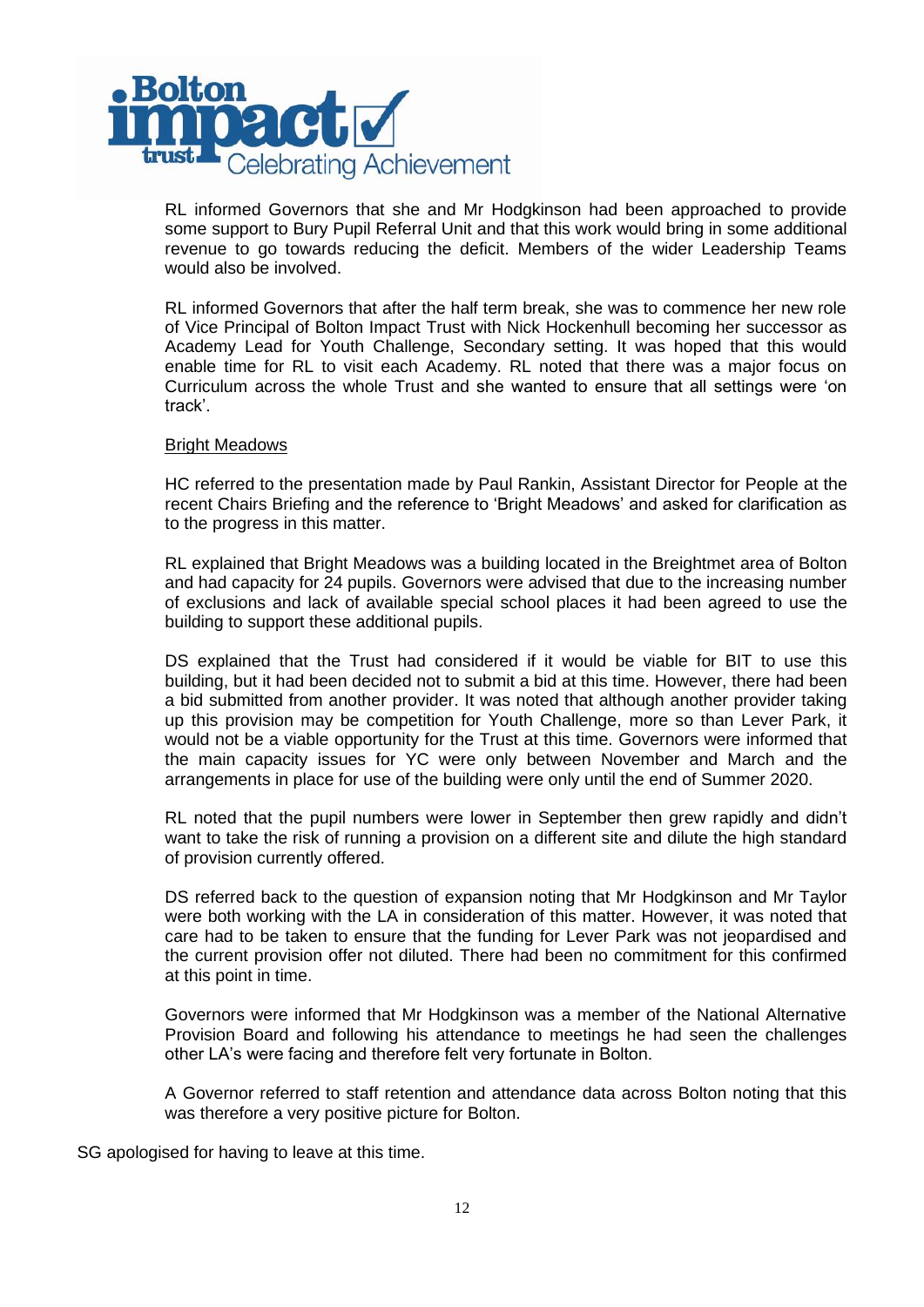RL informed Governors that she and Mr Hodgkinson had been approached to provide some support to Bury Pupil Referral Unit and that this work would bring in some additional revenue to go towards reducing the deficit. Members of the wider Leadership Teams would also be involved.

RL informed Governors that after the half term break, she was to commence her new role of Vice Principal of Bolton Impact Trust with Nick Hockenhull becoming her successor as Academy Lead for Youth Challenge, Secondary setting. It was hoped that this would enable time for RL to visit each Academy. RL noted that there was a major focus on Curriculum across the whole Trust and she wanted to ensure that all settings were 'on track'.

<u>Bright Meadows</u>

HC referred to the presentation made by Paul Rankin, Assistant Director for People at the recent Chairs Briefing and the reference to 'Bright Meadows' and asked for clarification as to the progress in this matter.

RL explained that Bright Meadows was a building located in the Breightmet area of Bolton and had capacity for 24 pupils. Governors were advised that due to the increasing number of exclusions and lack of available special school places it had been agreed to use the building to support these additional pupils.

DS explained that the Trust had considered if it would be viable for BIT to use this building, but it had been decided not to submit a bid at this time. However, there had been a bid submitted from another provider. It was noted that although another provider taking up this provision may be competition for Youth Challenge, more so than Lever Park, it would not be a viable opportunity for the Trust at this time. Governors were informed that the main capacity issues for YC were only between November and March and the arrangements in place for use of the building were only until the end of Summer 2020.

RL noted that the pupil numbers were lower in September then grew rapidly and didn't want to take the risk of running a provision on a different site and dilute the high standard of provision currently offered.

DS referred back to the question of expansion noting that Mr Hodgkinson and Mr Taylor were both working with the LA in consideration of this matter. However, it was noted that care had to be taken to ensure that the funding for Lever Park was not jeopardised and the current provision offer not diluted. There had been no commitment for this confirmed at this point in time.

Governors were informed that Mr Hodgkinson was a member of the National Alternative Provision Board and following his attendance to meetings he had seen the challenges other LA's were facing and therefore felt very fortunate in Bolton.

A Governor referred to staff retention and attendance data across Bolton noting that this was therefore a very positive picture for Bolton.

SG apologised for having to leave at this time.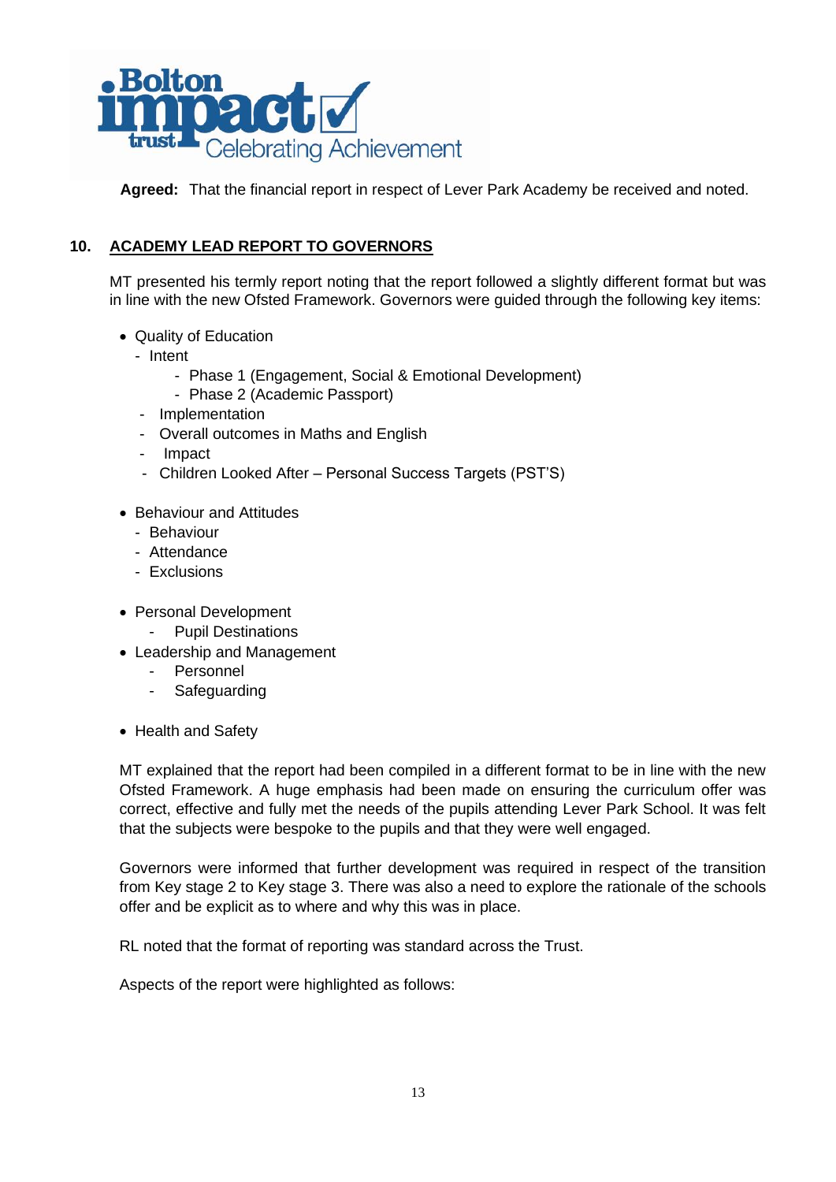**Agreed:** That the financial report in respect of Lever Park Academy be received and noted.

## 10. ACADEMY LEAD REPORT TO GOVERNORS

MT presented his termly report noting that the report followed a slightly different format but was in line with the new Ofsted Framework. Governors were guided through the following key items:

- Quality of Education
  - Intent
    - Phase 1 (Engagement, Social & Emotional Development)
    - Phase 2 (Academic Passport)
  - Implementation
  - Overall outcomes in Maths and English
  - Impact
  - Children Looked After – Personal Success Targets (PST'S)

- Behaviour and Attitudes
  - Behaviour
  - Attendance
  - Exclusions

- Personal Development
  - Pupil Destinations
- Leadership and Management
  - Personnel
  - Safeguarding

- Health and Safety

MT explained that the report had been compiled in a different format to be in line with the new Ofsted Framework. A huge emphasis had been made on ensuring the curriculum offer was correct, effective and fully met the needs of the pupils attending Lever Park School. It was felt that the subjects were bespoke to the pupils and that they were well engaged.

Governors were informed that further development was required in respect of the transition from Key stage 2 to Key stage 3. There was also a need to explore the rationale of the schools offer and be explicit as to where and why this was in place.

RL noted that the format of reporting was standard across the Trust.

Aspects of the report were highlighted as follows: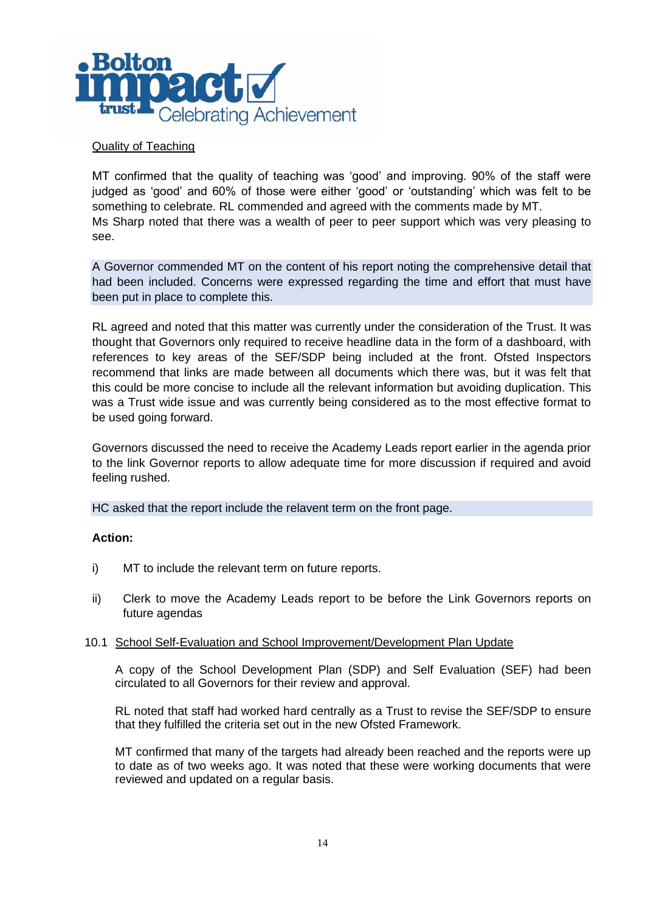Quality of Teaching

MT confirmed that the quality of teaching was 'good' and improving. 90% of the staff were judged as 'good' and 60% of those were either 'good' or 'outstanding' which was felt to be something to celebrate. RL commended and agreed with the comments made by MT.
Ms Sharp noted that there was a wealth of peer to peer support which was very pleasing to see.

A Governor commended MT on the content of his report noting the comprehensive detail that had been included. Concerns were expressed regarding the time and effort that must have been put in place to complete this.

RL agreed and noted that this matter was currently under the consideration of the Trust. It was thought that Governors only required to receive headline data in the form of a dashboard, with references to key areas of the SEF/SDP being included at the front. Ofsted Inspectors recommend that links are made between all documents which there was, but it was felt that this could be more concise to include all the relevant information but avoiding duplication. This was a Trust wide issue and was currently being considered as to the most effective format to be used going forward.

Governors discussed the need to receive the Academy Leads report earlier in the agenda prior to the link Governor reports to allow adequate time for more discussion if required and avoid feeling rushed.

HC asked that the report include the relavent term on the front page.

**Action:**

i) MT to include the relevant term on future reports.

ii) Clerk to move the Academy Leads report to be before the Link Governors reports on future agendas

10.1 School Self-Evaluation and School Improvement/Development Plan Update

A copy of the School Development Plan (SDP) and Self Evaluation (SEF) had been circulated to all Governors for their review and approval.

RL noted that staff had worked hard centrally as a Trust to revise the SEF/SDP to ensure that they fulfilled the criteria set out in the new Ofsted Framework.

MT confirmed that many of the targets had already been reached and the reports were up to date as of two weeks ago. It was noted that these were working documents that were reviewed and updated on a regular basis.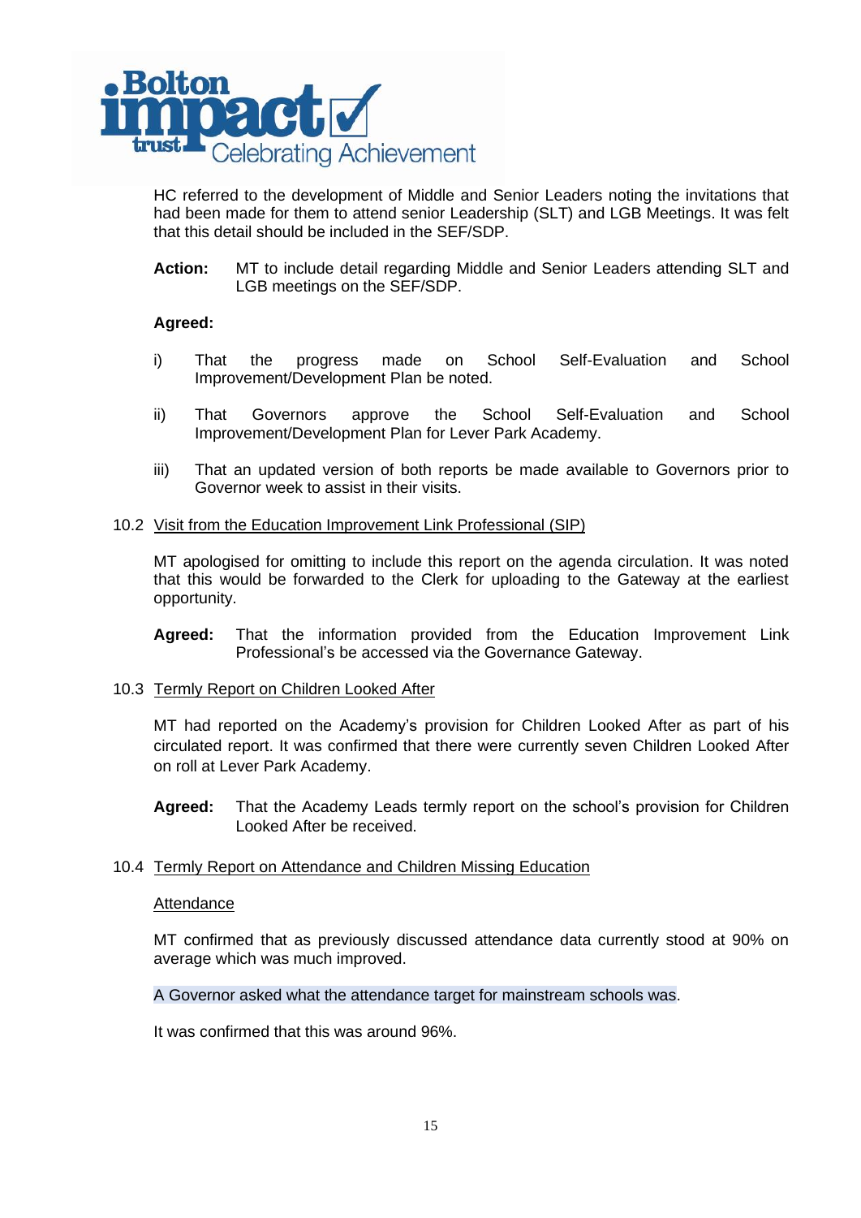HC referred to the development of Middle and Senior Leaders noting the invitations that had been made for them to attend senior Leadership (SLT) and LGB Meetings. It was felt that this detail should be included in the SEF/SDP.

**Action:** MT to include detail regarding Middle and Senior Leaders attending SLT and LGB meetings on the SEF/SDP.

**Agreed:**

i) That the progress made on School Self-Evaluation and School Improvement/Development Plan be noted.

ii) That Governors approve the School Self-Evaluation and School Improvement/Development Plan for Lever Park Academy.

iii) That an updated version of both reports be made available to Governors prior to Governor week to assist in their visits.

10.2 Visit from the Education Improvement Link Professional (SIP)

MT apologised for omitting to include this report on the agenda circulation. It was noted that this would be forwarded to the Clerk for uploading to the Gateway at the earliest opportunity.

**Agreed:** That the information provided from the Education Improvement Link Professional's be accessed via the Governance Gateway.

10.3 Termly Report on Children Looked After

MT had reported on the Academy's provision for Children Looked After as part of his circulated report. It was confirmed that there were currently seven Children Looked After on roll at Lever Park Academy.

**Agreed:** That the Academy Leads termly report on the school's provision for Children Looked After be received.

10.4 Termly Report on Attendance and Children Missing Education

Attendance

MT confirmed that as previously discussed attendance data currently stood at 90% on average which was much improved.

A Governor asked what the attendance target for mainstream schools was.

It was confirmed that this was around 96%.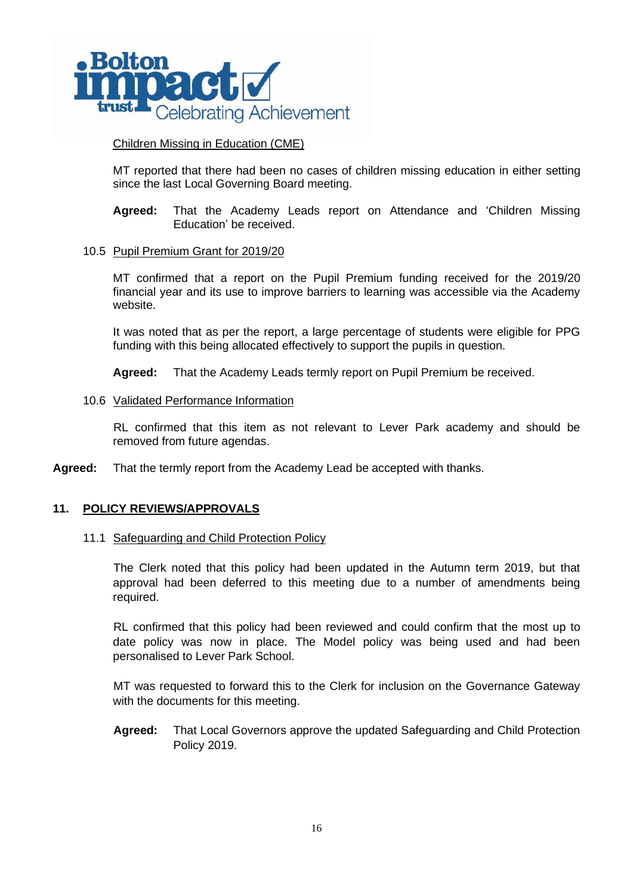Children Missing in Education (CME)

MT reported that there had been no cases of children missing education in either setting since the last Local Governing Board meeting.

**Agreed:** That the Academy Leads report on Attendance and 'Children Missing Education' be received.

10.5 Pupil Premium Grant for 2019/20

MT confirmed that a report on the Pupil Premium funding received for the 2019/20 financial year and its use to improve barriers to learning was accessible via the Academy website.

It was noted that as per the report, a large percentage of students were eligible for PPG funding with this being allocated effectively to support the pupils in question.

**Agreed:** That the Academy Leads termly report on Pupil Premium be received.

10.6 Validated Performance Information

RL confirmed that this item as not relevant to Lever Park academy and should be removed from future agendas.

**Agreed:** That the termly report from the Academy Lead be accepted with thanks.

## 11. POLICY REVIEWS/APPROVALS

11.1 Safeguarding and Child Protection Policy

The Clerk noted that this policy had been updated in the Autumn term 2019, but that approval had been deferred to this meeting due to a number of amendments being required.

RL confirmed that this policy had been reviewed and could confirm that the most up to date policy was now in place. The Model policy was being used and had been personalised to Lever Park School.

MT was requested to forward this to the Clerk for inclusion on the Governance Gateway with the documents for this meeting.

**Agreed:** That Local Governors approve the updated Safeguarding and Child Protection Policy 2019.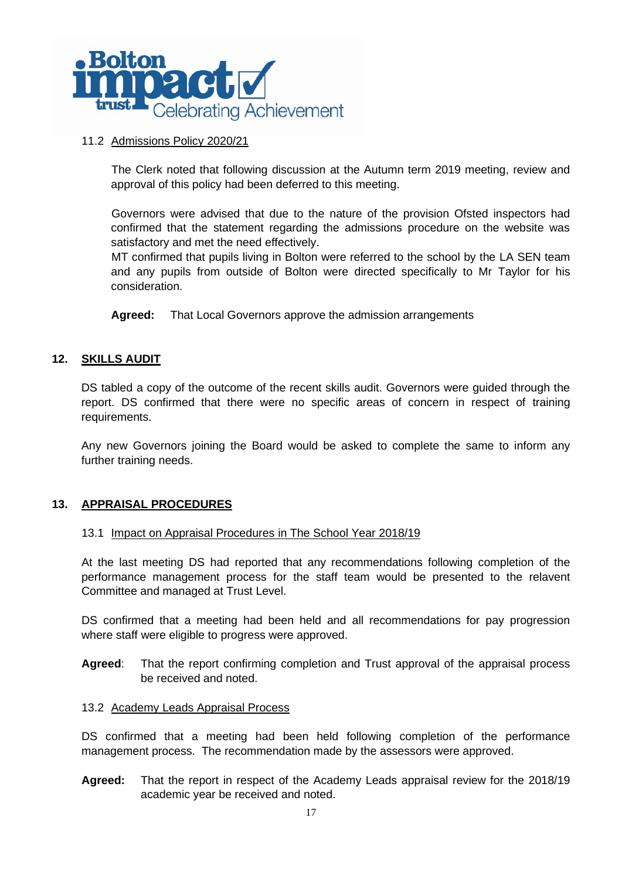### 11.2 Admissions Policy 2020/21

The Clerk noted that following discussion at the Autumn term 2019 meeting, review and approval of this policy had been deferred to this meeting.

Governors were advised that due to the nature of the provision Ofsted inspectors had confirmed that the statement regarding the admissions procedure on the website was satisfactory and met the need effectively.
MT confirmed that pupils living in Bolton were referred to the school by the LA SEN team and any pupils from outside of Bolton were directed specifically to Mr Taylor for his consideration.

**Agreed:** That Local Governors approve the admission arrangements

## 12. SKILLS AUDIT

DS tabled a copy of the outcome of the recent skills audit. Governors were guided through the report. DS confirmed that there were no specific areas of concern in respect of training requirements.

Any new Governors joining the Board would be asked to complete the same to inform any further training needs.

## 13. APPRAISAL PROCEDURES

### 13.1 Impact on Appraisal Procedures in The School Year 2018/19

At the last meeting DS had reported that any recommendations following completion of the performance management process for the staff team would be presented to the relavent Committee and managed at Trust Level.

DS confirmed that a meeting had been held and all recommendations for pay progression where staff were eligible to progress were approved.

**Agreed**: That the report confirming completion and Trust approval of the appraisal process be received and noted.

### 13.2 Academy Leads Appraisal Process

DS confirmed that a meeting had been held following completion of the performance management process. The recommendation made by the assessors were approved.

**Agreed:** That the report in respect of the Academy Leads appraisal review for the 2018/19 academic year be received and noted.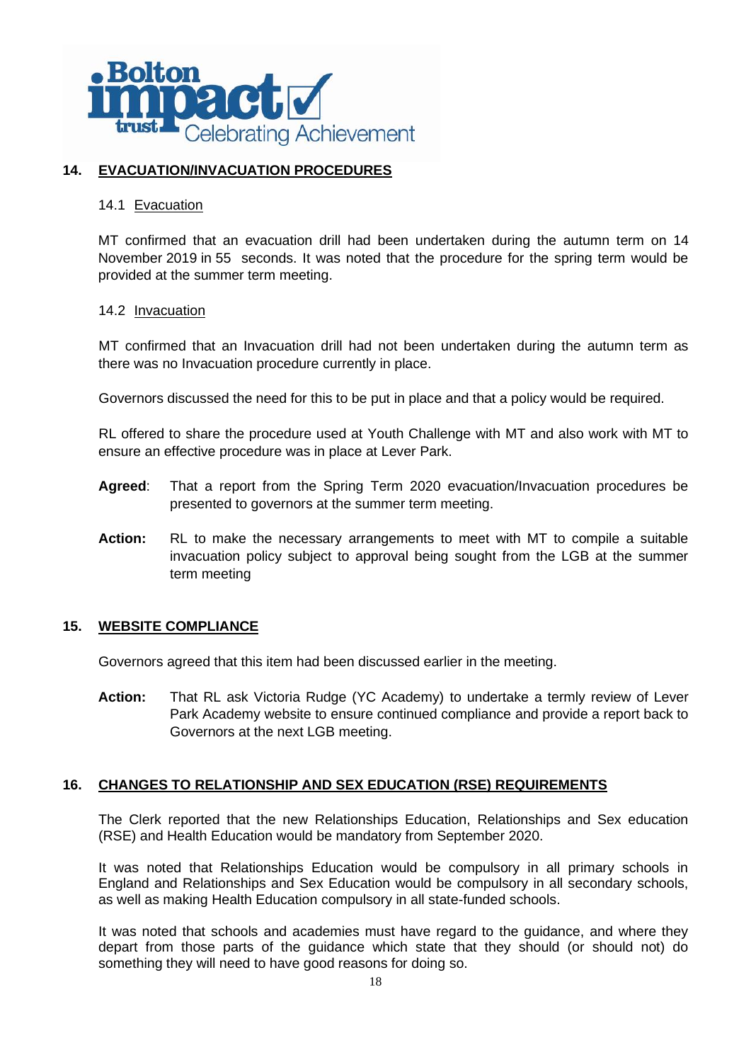## 14. EVACUATION/INVACUATION PROCEDURES

### 14.1 Evacuation

MT confirmed that an evacuation drill had been undertaken during the autumn term on 14 November 2019 in 55 seconds. It was noted that the procedure for the spring term would be provided at the summer term meeting.

### 14.2 Invacuation

MT confirmed that an Invacuation drill had not been undertaken during the autumn term as there was no Invacuation procedure currently in place.

Governors discussed the need for this to be put in place and that a policy would be required.

RL offered to share the procedure used at Youth Challenge with MT and also work with MT to ensure an effective procedure was in place at Lever Park.

**Agreed**: That a report from the Spring Term 2020 evacuation/Invacuation procedures be presented to governors at the summer term meeting.

**Action:** RL to make the necessary arrangements to meet with MT to compile a suitable invacuation policy subject to approval being sought from the LGB at the summer term meeting

## 15. WEBSITE COMPLIANCE

Governors agreed that this item had been discussed earlier in the meeting.

**Action:** That RL ask Victoria Rudge (YC Academy) to undertake a termly review of Lever Park Academy website to ensure continued compliance and provide a report back to Governors at the next LGB meeting.

## 16. CHANGES TO RELATIONSHIP AND SEX EDUCATION (RSE) REQUIREMENTS

The Clerk reported that the new Relationships Education, Relationships and Sex education (RSE) and Health Education would be mandatory from September 2020.

It was noted that Relationships Education would be compulsory in all primary schools in England and Relationships and Sex Education would be compulsory in all secondary schools, as well as making Health Education compulsory in all state-funded schools.

It was noted that schools and academies must have regard to the guidance, and where they depart from those parts of the guidance which state that they should (or should not) do something they will need to have good reasons for doing so.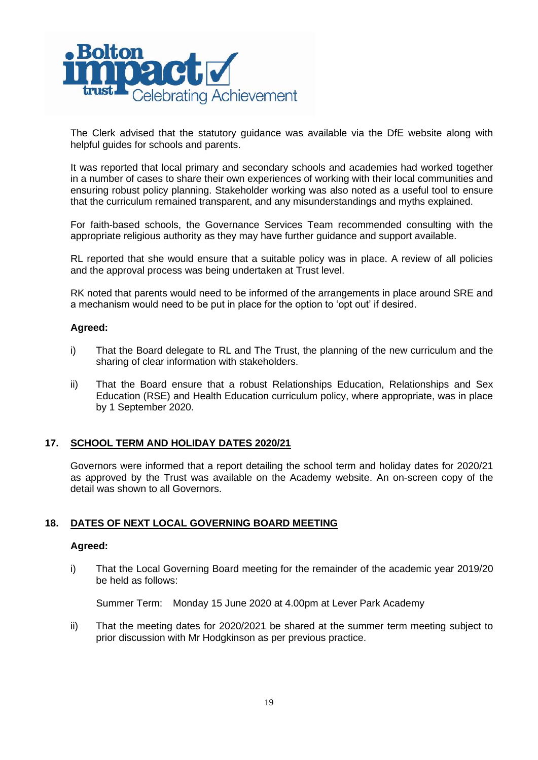The Clerk advised that the statutory guidance was available via the DfE website along with helpful guides for schools and parents.

It was reported that local primary and secondary schools and academies had worked together in a number of cases to share their own experiences of working with their local communities and ensuring robust policy planning. Stakeholder working was also noted as a useful tool to ensure that the curriculum remained transparent, and any misunderstandings and myths explained.

For faith-based schools, the Governance Services Team recommended consulting with the appropriate religious authority as they may have further guidance and support available.

RL reported that she would ensure that a suitable policy was in place. A review of all policies and the approval process was being undertaken at Trust level.

RK noted that parents would need to be informed of the arrangements in place around SRE and a mechanism would need to be put in place for the option to 'opt out' if desired.

**Agreed:**

i) That the Board delegate to RL and The Trust, the planning of the new curriculum and the sharing of clear information with stakeholders.

ii) That the Board ensure that a robust Relationships Education, Relationships and Sex Education (RSE) and Health Education curriculum policy, where appropriate, was in place by 1 September 2020.

## 17. SCHOOL TERM AND HOLIDAY DATES 2020/21

Governors were informed that a report detailing the school term and holiday dates for 2020/21 as approved by the Trust was available on the Academy website. An on-screen copy of the detail was shown to all Governors.

## 18. DATES OF NEXT LOCAL GOVERNING BOARD MEETING

**Agreed:**

i) That the Local Governing Board meeting for the remainder of the academic year 2019/20 be held as follows:

Summer Term: Monday 15 June 2020 at 4.00pm at Lever Park Academy

ii) That the meeting dates for 2020/2021 be shared at the summer term meeting subject to prior discussion with Mr Hodgkinson as per previous practice.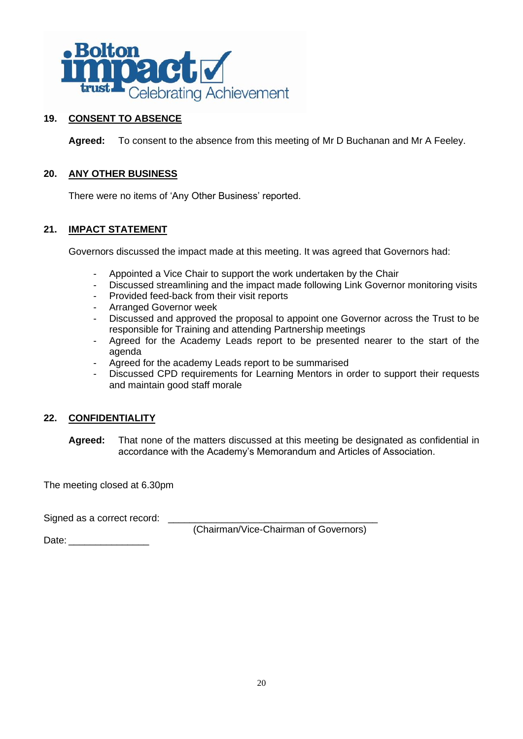## 19. CONSENT TO ABSENCE

**Agreed:** To consent to the absence from this meeting of Mr D Buchanan and Mr A Feeley.

## 20. ANY OTHER BUSINESS

There were no items of 'Any Other Business' reported.

## 21. IMPACT STATEMENT

Governors discussed the impact made at this meeting. It was agreed that Governors had:

- Appointed a Vice Chair to support the work undertaken by the Chair
- Discussed streamlining and the impact made following Link Governor monitoring visits
- Provided feed-back from their visit reports
- Arranged Governor week
- Discussed and approved the proposal to appoint one Governor across the Trust to be responsible for Training and attending Partnership meetings
- Agreed for the Academy Leads report to be presented nearer to the start of the agenda
- Agreed for the academy Leads report to be summarised
- Discussed CPD requirements for Learning Mentors in order to support their requests and maintain good staff morale

## 22. CONFIDENTIALITY

**Agreed:** That none of the matters discussed at this meeting be designated as confidential in accordance with the Academy's Memorandum and Articles of Association.

The meeting closed at 6.30pm

Signed as a correct record: _______________________________________
(Chairman/Vice-Chairman of Governors)

Date: _______________